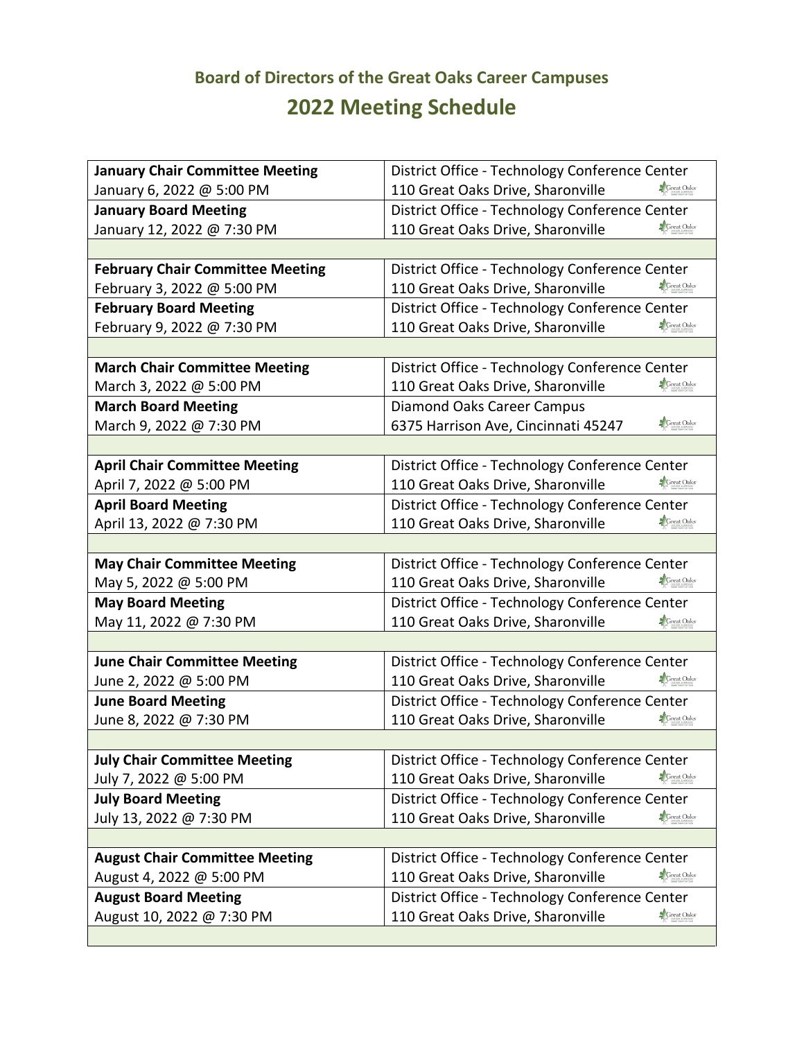## Board of Directors of the Great Oaks Career Campuses

# 2022 Meeting Schedule

| Meeting | Location |
|---|---|
| **January Chair Committee Meeting**<br>January 6, 2022 @ 5:00 PM | District Office - Technology Conference Center<br>110 Great Oaks Drive, Sharonville |
| **January Board Meeting**<br>January 12, 2022 @ 7:30 PM | District Office - Technology Conference Center<br>110 Great Oaks Drive, Sharonville |
| | |
| **February Chair Committee Meeting**<br>February 3, 2022 @ 5:00 PM | District Office - Technology Conference Center<br>110 Great Oaks Drive, Sharonville |
| **February Board Meeting**<br>February 9, 2022 @ 7:30 PM | District Office - Technology Conference Center<br>110 Great Oaks Drive, Sharonville |
| | |
| **March Chair Committee Meeting**<br>March 3, 2022 @ 5:00 PM | District Office - Technology Conference Center<br>110 Great Oaks Drive, Sharonville |
| **March Board Meeting**<br>March 9, 2022 @ 7:30 PM | Diamond Oaks Career Campus<br>6375 Harrison Ave, Cincinnati 45247 |
| | |
| **April Chair Committee Meeting**<br>April 7, 2022 @ 5:00 PM | District Office - Technology Conference Center<br>110 Great Oaks Drive, Sharonville |
| **April Board Meeting**<br>April 13, 2022 @ 7:30 PM | District Office - Technology Conference Center<br>110 Great Oaks Drive, Sharonville |
| | |
| **May Chair Committee Meeting**<br>May 5, 2022 @ 5:00 PM | District Office - Technology Conference Center<br>110 Great Oaks Drive, Sharonville |
| **May Board Meeting**<br>May 11, 2022 @ 7:30 PM | District Office - Technology Conference Center<br>110 Great Oaks Drive, Sharonville |
| | |
| **June Chair Committee Meeting**<br>June 2, 2022 @ 5:00 PM | District Office - Technology Conference Center<br>110 Great Oaks Drive, Sharonville |
| **June Board Meeting**<br>June 8, 2022 @ 7:30 PM | District Office - Technology Conference Center<br>110 Great Oaks Drive, Sharonville |
| | |
| **July Chair Committee Meeting**<br>July 7, 2022 @ 5:00 PM | District Office - Technology Conference Center<br>110 Great Oaks Drive, Sharonville |
| **July Board Meeting**<br>July 13, 2022 @ 7:30 PM | District Office - Technology Conference Center<br>110 Great Oaks Drive, Sharonville |
| | |
| **August Chair Committee Meeting**<br>August 4, 2022 @ 5:00 PM | District Office - Technology Conference Center<br>110 Great Oaks Drive, Sharonville |
| **August Board Meeting**<br>August 10, 2022 @ 7:30 PM | District Office - Technology Conference Center<br>110 Great Oaks Drive, Sharonville |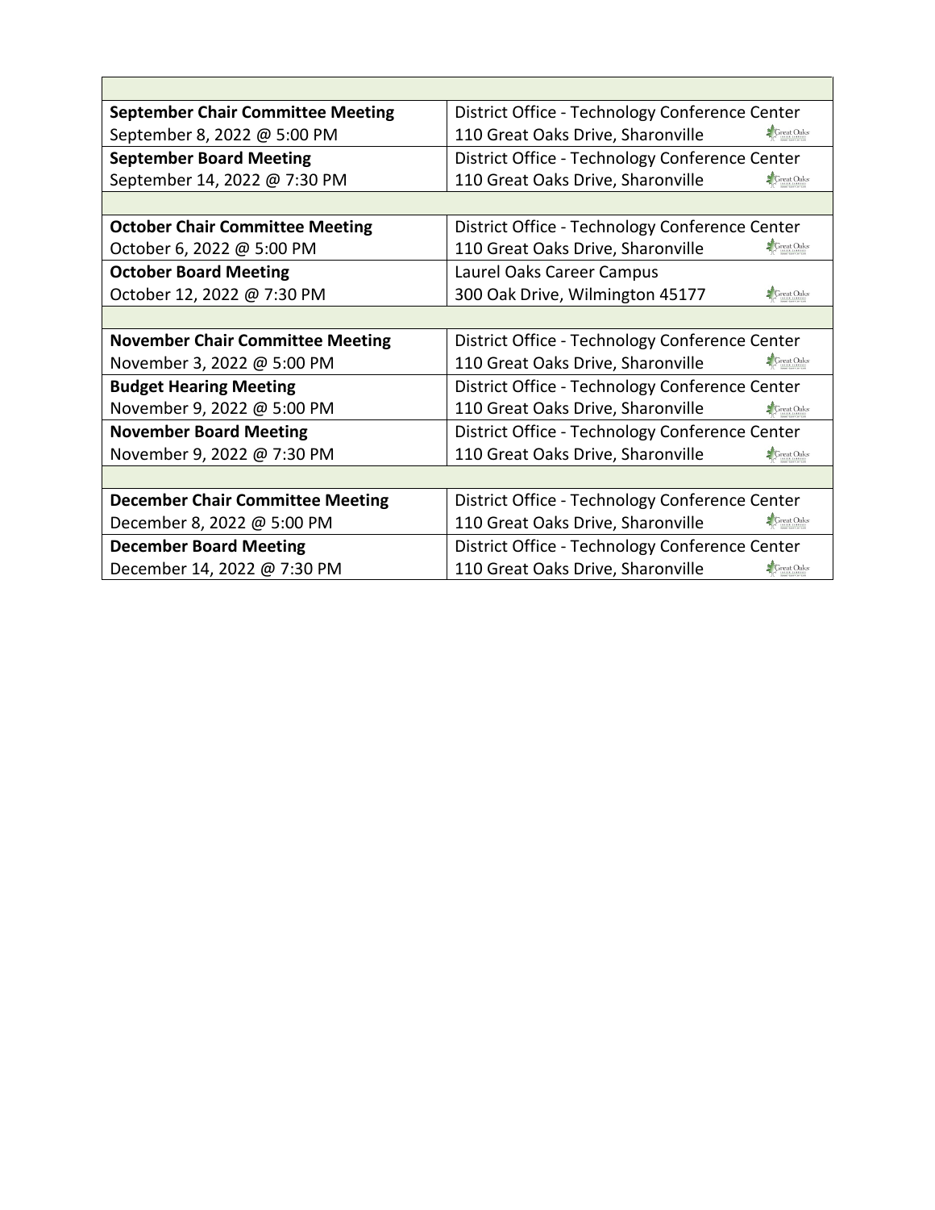| | |
|---|---|
| | |
| **September Chair Committee Meeting**<br>September 8, 2022 @ 5:00 PM | District Office - Technology Conference Center<br>110 Great Oaks Drive, Sharonville |
| **September Board Meeting**<br>September 14, 2022 @ 7:30 PM | District Office - Technology Conference Center<br>110 Great Oaks Drive, Sharonville |
| | |
| **October Chair Committee Meeting**<br>October 6, 2022 @ 5:00 PM | District Office - Technology Conference Center<br>110 Great Oaks Drive, Sharonville |
| **October Board Meeting**<br>October 12, 2022 @ 7:30 PM | Laurel Oaks Career Campus<br>300 Oak Drive, Wilmington 45177 |
| | |
| **November Chair Committee Meeting**<br>November 3, 2022 @ 5:00 PM | District Office - Technology Conference Center<br>110 Great Oaks Drive, Sharonville |
| **Budget Hearing Meeting**<br>November 9, 2022 @ 5:00 PM | District Office - Technology Conference Center<br>110 Great Oaks Drive, Sharonville |
| **November Board Meeting**<br>November 9, 2022 @ 7:30 PM | District Office - Technology Conference Center<br>110 Great Oaks Drive, Sharonville |
| | |
| **December Chair Committee Meeting**<br>December 8, 2022 @ 5:00 PM | District Office - Technology Conference Center<br>110 Great Oaks Drive, Sharonville |
| **December Board Meeting**<br>December 14, 2022 @ 7:30 PM | District Office - Technology Conference Center<br>110 Great Oaks Drive, Sharonville |